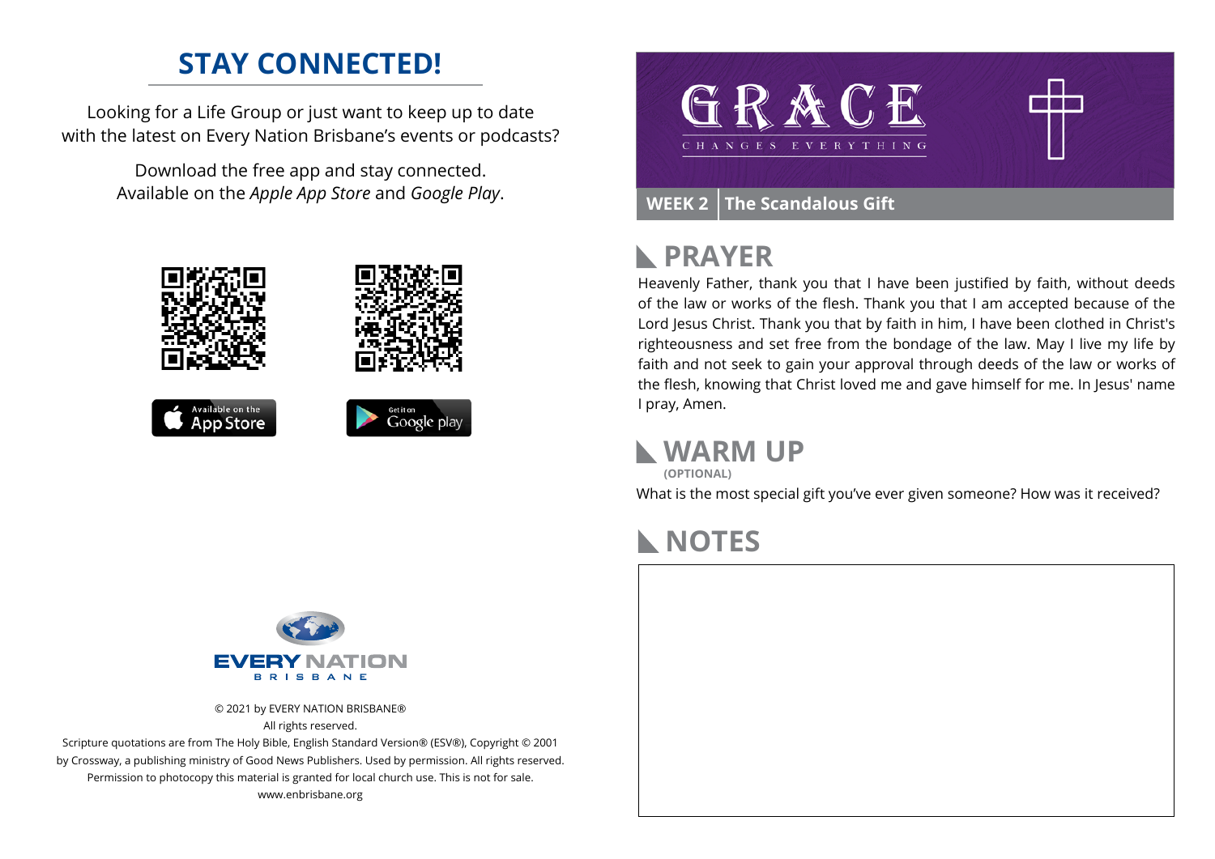## STAY CONNECTED!

Looking for a Life Group or just want to keep up to date with the latest on Every Nation Brisbane's events or podcasts?

Download the free app and stay connected. Available on the *Apple App Store* and *Google Play*.

Available on the App Store

Get it on Google play

EVERY NATION BRISBANE

© 2021 by EVERY NATION BRISBANE®
All rights reserved.
Scripture quotations are from The Holy Bible, English Standard Version® (ESV®), Copyright © 2001 by Crossway, a publishing ministry of Good News Publishers. Used by permission. All rights reserved.
Permission to photocopy this material is granted for local church use. This is not for sale.
www.enbrisbane.org

# GRACE

CHANGES EVERYTHING

**WEEK 2** | **The Scandalous Gift**

## PRAYER

Heavenly Father, thank you that I have been justified by faith, without deeds of the law or works of the flesh. Thank you that I am accepted because of the Lord Jesus Christ. Thank you that by faith in him, I have been clothed in Christ's righteousness and set free from the bondage of the law. May I live my life by faith and not seek to gain your approval through deeds of the law or works of the flesh, knowing that Christ loved me and gave himself for me. In Jesus' name I pray, Amen.

## WARM UP

**(OPTIONAL)**

What is the most special gift you've ever given someone? How was it received?

## NOTES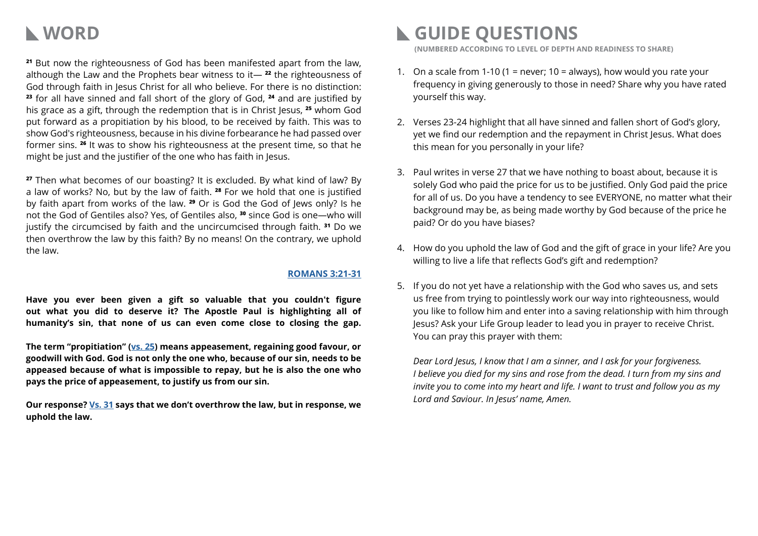# WORD

[21] But now the righteousness of God has been manifested apart from the law, although the Law and the Prophets bear witness to it— [22] the righteousness of God through faith in Jesus Christ for all who believe. For there is no distinction: [23] for all have sinned and fall short of the glory of God, [24] and are justified by his grace as a gift, through the redemption that is in Christ Jesus, [25] whom God put forward as a propitiation by his blood, to be received by faith. This was to show God's righteousness, because in his divine forbearance he had passed over former sins. [26] It was to show his righteousness at the present time, so that he might be just and the justifier of the one who has faith in Jesus.

[27] Then what becomes of our boasting? It is excluded. By what kind of law? By a law of works? No, but by the law of faith. [28] For we hold that one is justified by faith apart from works of the law. [29] Or is God the God of Jews only? Is he not the God of Gentiles also? Yes, of Gentiles also, [30] since God is one—who will justify the circumcised by faith and the uncircumcised through faith. [31] Do we then overthrow the law by this faith? By no means! On the contrary, we uphold the law.

**ROMANS 3:21-31**

**Have you ever been given a gift so valuable that you couldn't figure out what you did to deserve it? The Apostle Paul is highlighting all of humanity's sin, that none of us can even come close to closing the gap.**

**The term "propitiation" (vs. 25) means appeasement, regaining good favour, or goodwill with God. God is not only the one who, because of our sin, needs to be appeased because of what is impossible to repay, but he is also the one who pays the price of appeasement, to justify us from our sin.**

**Our response? Vs. 31 says that we don't overthrow the law, but in response, we uphold the law.**

# GUIDE QUESTIONS

**(NUMBERED ACCORDING TO LEVEL OF DEPTH AND READINESS TO SHARE)**

1. On a scale from 1-10 (1 = never; 10 = always), how would you rate your frequency in giving generously to those in need? Share why you have rated yourself this way.

2. Verses 23-24 highlight that all have sinned and fallen short of God's glory, yet we find our redemption and the repayment in Christ Jesus. What does this mean for you personally in your life?

3. Paul writes in verse 27 that we have nothing to boast about, because it is solely God who paid the price for us to be justified. Only God paid the price for all of us. Do you have a tendency to see EVERYONE, no matter what their background may be, as being made worthy by God because of the price he paid? Or do you have biases?

4. How do you uphold the law of God and the gift of grace in your life? Are you willing to live a life that reflects God's gift and redemption?

5. If you do not yet have a relationship with the God who saves us, and sets us free from trying to pointlessly work our way into righteousness, would you like to follow him and enter into a saving relationship with him through Jesus? Ask your Life Group leader to lead you in prayer to receive Christ. You can pray this prayer with them:

   *Dear Lord Jesus, I know that I am a sinner, and I ask for your forgiveness. I believe you died for my sins and rose from the dead. I turn from my sins and invite you to come into my heart and life. I want to trust and follow you as my Lord and Saviour. In Jesus' name, Amen.*